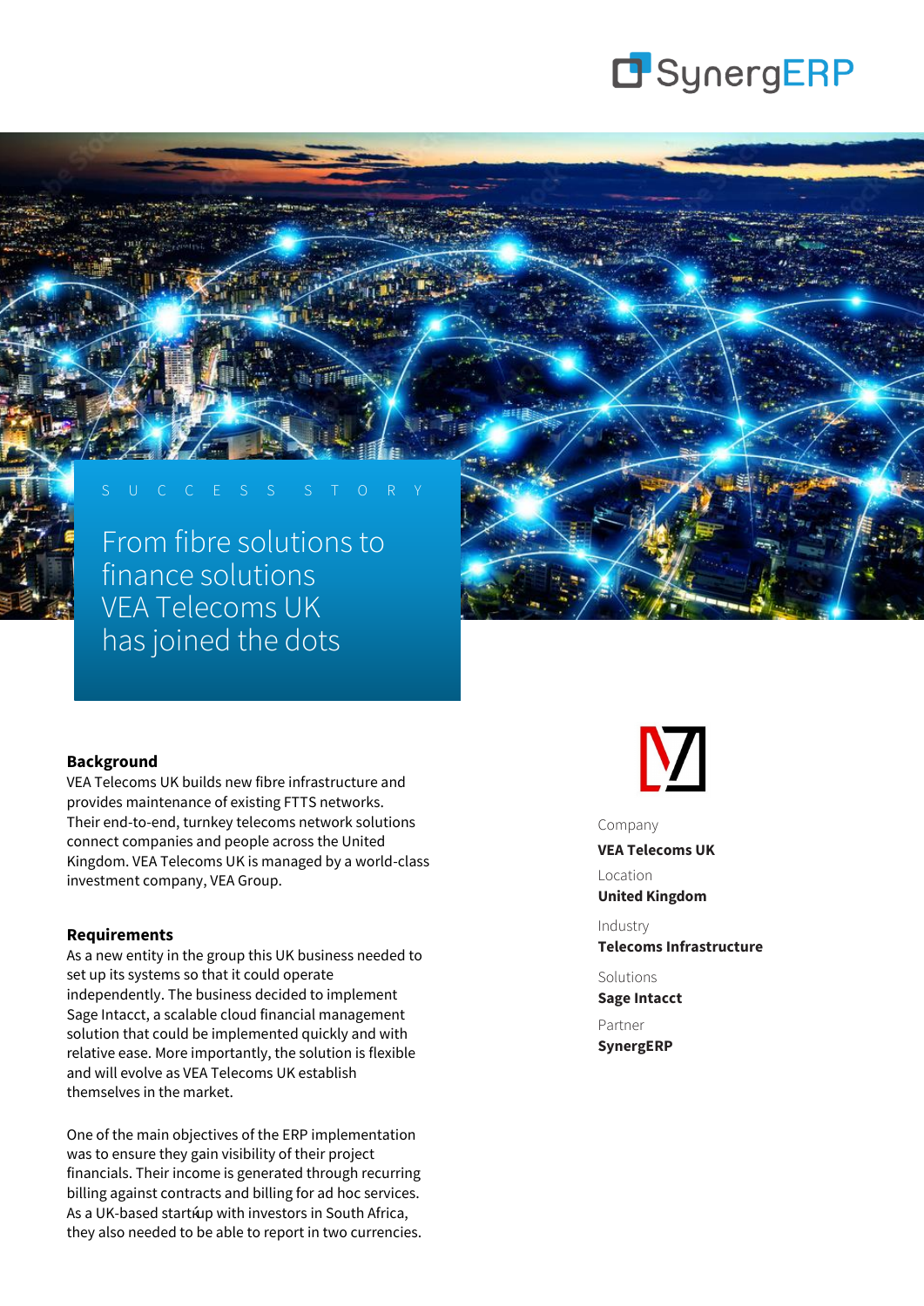SynergERP

SUCCESS STORY

# From fibre solutions to finance solutions VEA Telecoms UK has joined the dots

## Background

VEA Telecoms UK builds new fibre infrastructure and provides maintenance of existing FTTS networks. Their end-to-end, turnkey telecoms network solutions connect companies and people across the United Kingdom. VEA Telecoms UK is managed by a world-class investment company, VEA Group.

## Requirements

As a new entity in the group this UK business needed to set up its systems so that it could operate independently. The business decided to implement Sage Intacct, a scalable cloud financial management solution that could be implemented quickly and with relative ease. More importantly, the solution is flexible and will evolve as VEA Telecoms UK establish themselves in the market.

One of the main objectives of the ERP implementation was to ensure they gain visibility of their project financials. Their income is generated through recurring billing against contracts and billing for ad hoc services. As a UK-based start-up with investors in South Africa, they also needed to be able to report in two currencies.

Company
**VEA Telecoms UK**

Location
**United Kingdom**

Industry
**Telecoms Infrastructure**

Solutions
**Sage Intacct**

Partner
**SynergERP**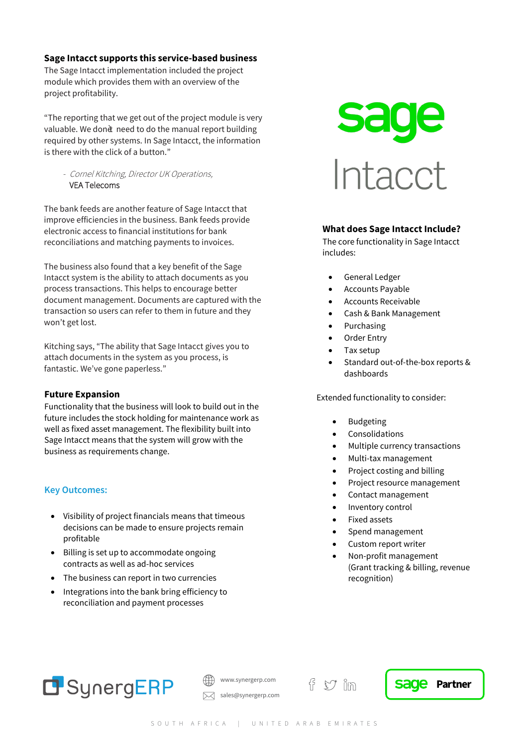## Sage Intacct supports this service-based business

The Sage Intacct implementation included the project module which provides them with an overview of the project profitability.

"The reporting that we get out of the project module is very valuable. We don't need to do the manual report building required by other systems. In Sage Intacct, the information is there with the click of a button."

- *Cornel Kitching, Director UK Operations,* VEA Telecoms

The bank feeds are another feature of Sage Intacct that improve efficiencies in the business. Bank feeds provide electronic access to financial institutions for bank reconciliations and matching payments to invoices.

The business also found that a key benefit of the Sage Intacct system is the ability to attach documents as you process transactions. This helps to encourage better document management. Documents are captured with the transaction so users can refer to them in future and they won't get lost.

Kitching says, "The ability that Sage Intacct gives you to attach documents in the system as you process, is fantastic. We've gone paperless."

## Future Expansion

Functionality that the business will look to build out in the future includes the stock holding for maintenance work as well as fixed asset management. The flexibility built into Sage Intacct means that the system will grow with the business as requirements change.

## Key Outcomes:

- Visibility of project financials means that timeous decisions can be made to ensure projects remain profitable
- Billing is set up to accommodate ongoing contracts as well as ad-hoc services
- The business can report in two currencies
- Integrations into the bank bring efficiency to reconciliation and payment processes

sage Intacct

## What does Sage Intacct Include?

The core functionality in Sage Intacct includes:

- General Ledger
- Accounts Payable
- Accounts Receivable
- Cash & Bank Management
- Purchasing
- Order Entry
- Tax setup
- Standard out-of-the-box reports & dashboards

Extended functionality to consider:

- Budgeting
- Consolidations
- Multiple currency transactions
- Multi-tax management
- Project costing and billing
- Project resource management
- Contact management
- Inventory control
- Fixed assets
- Spend management
- Custom report writer
- Non-profit management (Grant tracking & billing, revenue recognition)

SynergERP

www.synergerp.com

sales@synergerp.com

sage Partner

SOUTH AFRICA | UNITED ARAB EMIRATES